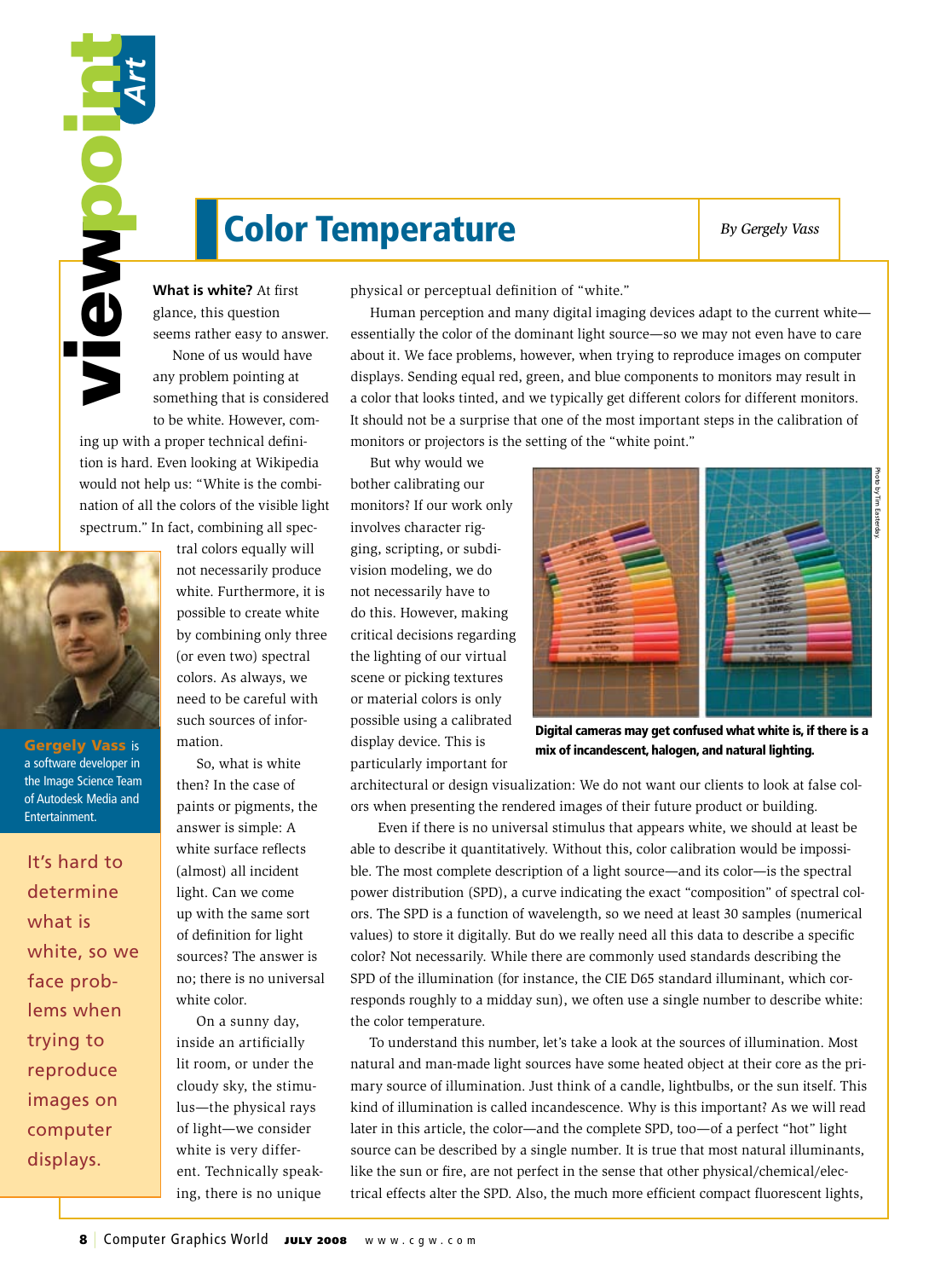# Color Temperature

*By Gergely Vass*

**What is white?** At first glance, this question seems rather easy to answer. None of us would have any problem pointing at something that is considered to be white. However, coming up with a proper technical definition is hard. Even looking at Wikipedia would not help us: "White is the combination of all the colors of the visible light spectrum." In fact, combining all spectral colors equally will not necessarily produce white. Furthermore, it is possible to create white by combining only three (or even two) spectral colors. As always, we need to be careful with such sources of information.

**Gergely Vass** is a software developer in the Image Science Team of Autodesk Media and Entertainment.

It's hard to determine what is white, so we face problems when trying to reproduce images on computer displays.

So, what is white then? In the case of paints or pigments, the answer is simple: A white surface reflects (almost) all incident light. Can we come up with the same sort of definition for light sources? The answer is no; there is no universal white color.

On a sunny day, inside an artificially lit room, or under the cloudy sky, the stimulus—the physical rays of light—we consider white is very different. Technically speaking, there is no unique physical or perceptual definition of "white."

Human perception and many digital imaging devices adapt to the current white—essentially the color of the dominant light source—so we may not even have to care about it. We face problems, however, when trying to reproduce images on computer displays. Sending equal red, green, and blue components to monitors may result in a color that looks tinted, and we typically get different colors for different monitors. It should not be a surprise that one of the most important steps in the calibration of monitors or projectors is the setting of the "white point."

But why would we bother calibrating our monitors? If our work only involves character rigging, scripting, or subdivision modeling, we do not necessarily have to do this. However, making critical decisions regarding the lighting of our virtual scene or picking textures or material colors is only possible using a calibrated display device. This is particularly important for architectural or design visualization: We do not want our clients to look at false colors when presenting the rendered images of their future product or building.

Photo by Tim Easterday.

**Digital cameras may get confused what white is, if there is a mix of incandescent, halogen, and natural lighting.**

Even if there is no universal stimulus that appears white, we should at least be able to describe it quantitatively. Without this, color calibration would be impossible. The most complete description of a light source—and its color—is the spectral power distribution (SPD), a curve indicating the exact "composition" of spectral colors. The SPD is a function of wavelength, so we need at least 30 samples (numerical values) to store it digitally. But do we really need all this data to describe a specific color? Not necessarily. While there are commonly used standards describing the SPD of the illumination (for instance, the CIE D65 standard illuminant, which corresponds roughly to a midday sun), we often use a single number to describe white: the color temperature.

To understand this number, let's take a look at the sources of illumination. Most natural and man-made light sources have some heated object at their core as the primary source of illumination. Just think of a candle, lightbulbs, or the sun itself. This kind of illumination is called incandescence. Why is this important? As we will read later in this article, the color—and the complete SPD, too—of a perfect "hot" light source can be described by a single number. It is true that most natural illuminants, like the sun or fire, are not perfect in the sense that other physical/chemical/electrical effects alter the SPD. Also, the much more efficient compact fluorescent lights,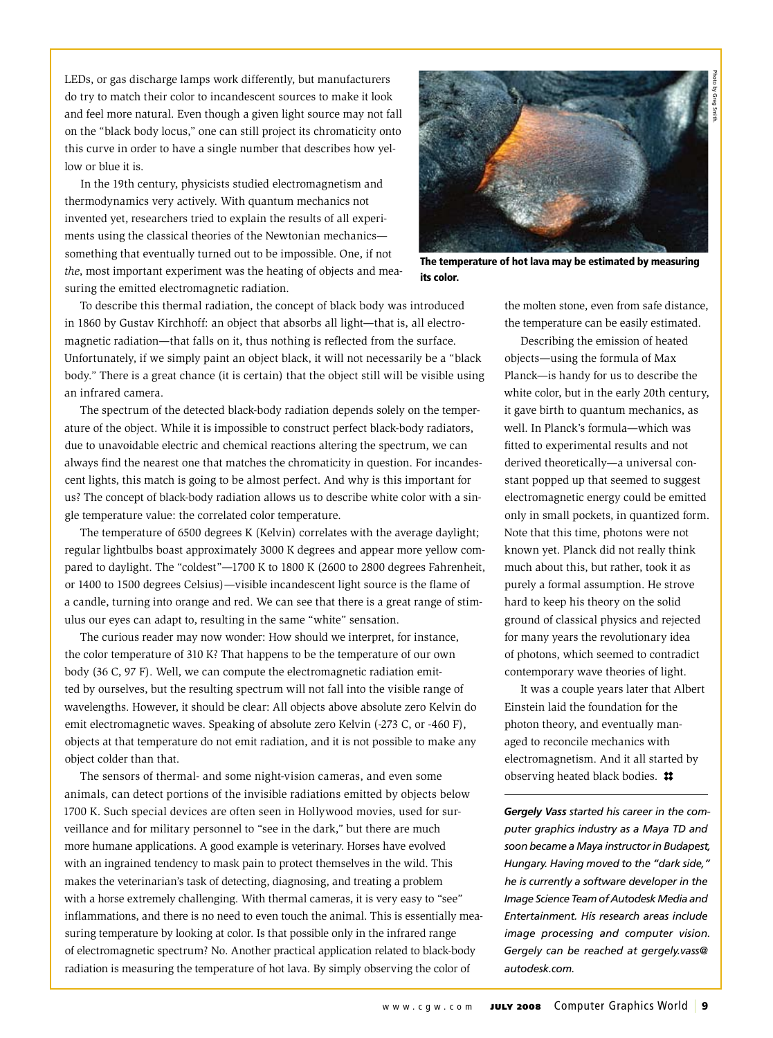LEDs, or gas discharge lamps work differently, but manufacturers do try to match their color to incandescent sources to make it look and feel more natural. Even though a given light source may not fall on the "black body locus," one can still project its chromaticity onto this curve in order to have a single number that describes how yellow or blue it is.

In the 19th century, physicists studied electromagnetism and thermodynamics very actively. With quantum mechanics not invented yet, researchers tried to explain the results of all experiments using the classical theories of the Newtonian mechanics—something that eventually turned out to be impossible. One, if not *the*, most important experiment was the heating of objects and measuring the emitted electromagnetic radiation.

**The temperature of hot lava may be estimated by measuring its color.**

To describe this thermal radiation, the concept of black body was introduced in 1860 by Gustav Kirchhoff: an object that absorbs all light—that is, all electromagnetic radiation—that falls on it, thus nothing is reflected from the surface. Unfortunately, if we simply paint an object black, it will not necessarily be a "black body." There is a great chance (it is certain) that the object still will be visible using an infrared camera.

The spectrum of the detected black-body radiation depends solely on the temperature of the object. While it is impossible to construct perfect black-body radiators, due to unavoidable electric and chemical reactions altering the spectrum, we can always find the nearest one that matches the chromaticity in question. For incandescent lights, this match is going to be almost perfect. And why is this important for us? The concept of black-body radiation allows us to describe white color with a single temperature value: the correlated color temperature.

The temperature of 6500 degrees K (Kelvin) correlates with the average daylight; regular lightbulbs boast approximately 3000 K degrees and appear more yellow compared to daylight. The "coldest"—1700 K to 1800 K (2600 to 2800 degrees Fahrenheit, or 1400 to 1500 degrees Celsius)—visible incandescent light source is the flame of a candle, turning into orange and red. We can see that there is a great range of stimulus our eyes can adapt to, resulting in the same "white" sensation.

The curious reader may now wonder: How should we interpret, for instance, the color temperature of 310 K? That happens to be the temperature of our own body (36 C, 97 F). Well, we can compute the electromagnetic radiation emitted by ourselves, but the resulting spectrum will not fall into the visible range of wavelengths. However, it should be clear: All objects above absolute zero Kelvin do emit electromagnetic waves. Speaking of absolute zero Kelvin (-273 C, or -460 F), objects at that temperature do not emit radiation, and it is not possible to make any object colder than that.

The sensors of thermal- and some night-vision cameras, and even some animals, can detect portions of the invisible radiations emitted by objects below 1700 K. Such special devices are often seen in Hollywood movies, used for surveillance and for military personnel to "see in the dark," but there are much more humane applications. A good example is veterinary. Horses have evolved with an ingrained tendency to mask pain to protect themselves in the wild. This makes the veterinarian's task of detecting, diagnosing, and treating a problem with a horse extremely challenging. With thermal cameras, it is very easy to "see" inflammations, and there is no need to even touch the animal. This is essentially measuring temperature by looking at color. Is that possible only in the infrared range of electromagnetic spectrum? No. Another practical application related to black-body radiation is measuring the temperature of hot lava. By simply observing the color of the molten stone, even from safe distance, the temperature can be easily estimated.

Describing the emission of heated objects—using the formula of Max Planck—is handy for us to describe the white color, but in the early 20th century, it gave birth to quantum mechanics, as well. In Planck's formula—which was fitted to experimental results and not derived theoretically—a universal constant popped up that seemed to suggest electromagnetic energy could be emitted only in small pockets, in quantized form. Note that this time, photons were not known yet. Planck did not really think much about this, but rather, took it as purely a formal assumption. He strove hard to keep his theory on the solid ground of classical physics and rejected for many years the revolutionary idea of photons, which seemed to contradict contemporary wave theories of light.

It was a couple years later that Albert Einstein laid the foundation for the photon theory, and eventually managed to reconcile mechanics with electromagnetism. And it all started by observing heated black bodies.

---

***Gergely Vass** started his career in the computer graphics industry as a Maya TD and soon became a Maya instructor in Budapest, Hungary. Having moved to the "dark side," he is currently a software developer in the Image Science Team of Autodesk Media and Entertainment. His research areas include image processing and computer vision. Gergely can be reached at gergely.vass@autodesk.com.*